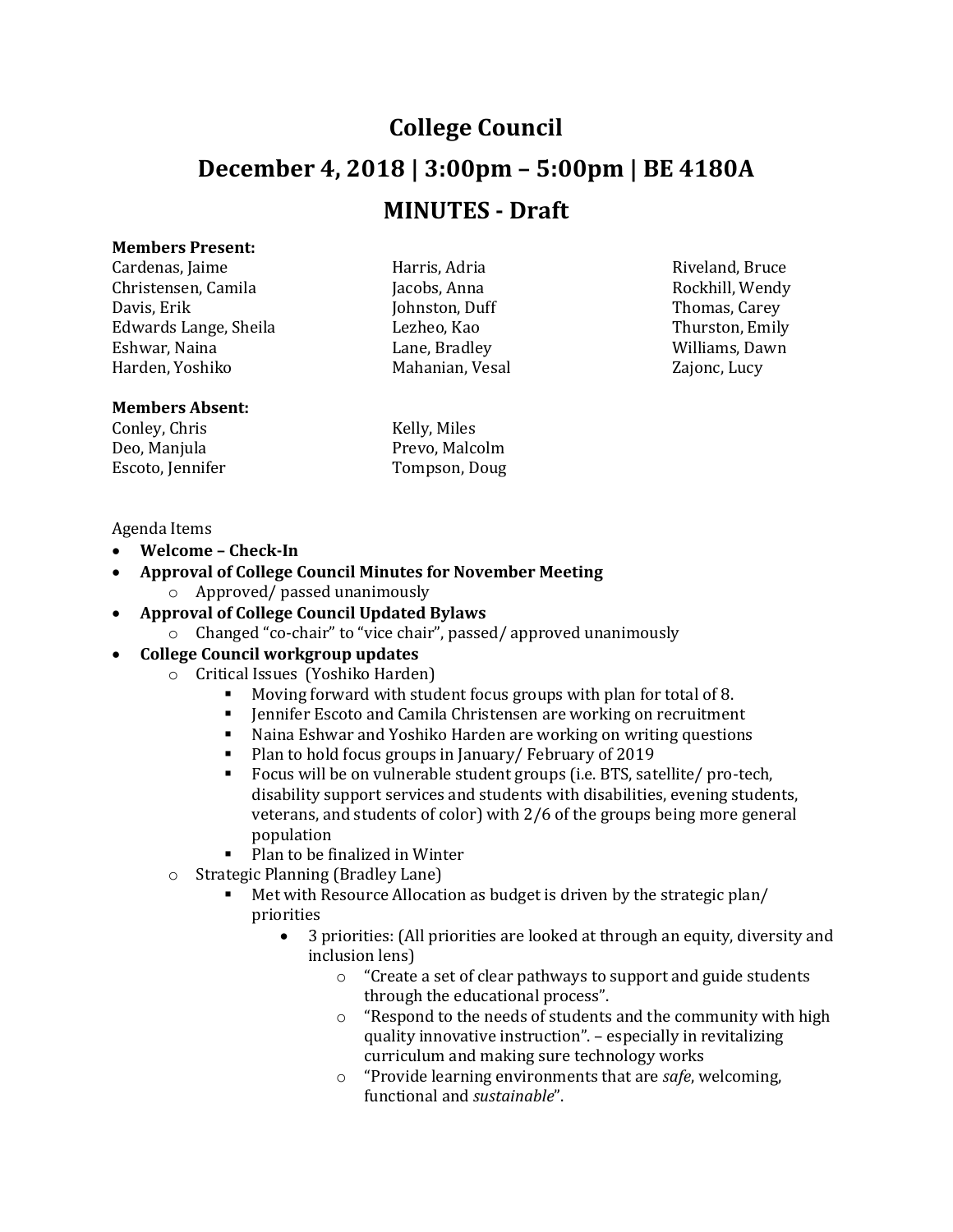# College Council

## December 4, 2018 | 3:00pm – 5:00pm | BE 4180A

## MINUTES - Draft

**Members Present:**

Cardenas, Jaime
Christensen, Camila
Davis, Erik
Edwards Lange, Sheila
Eshwar, Naina
Harden, Yoshiko
Harris, Adria
Jacobs, Anna
Johnston, Duff
Lezheo, Kao
Lane, Bradley
Mahanian, Vesal
Riveland, Bruce
Rockhill, Wendy
Thomas, Carey
Thurston, Emily
Williams, Dawn
Zajonc, Lucy

**Members Absent:**

Conley, Chris
Deo, Manjula
Escoto, Jennifer
Kelly, Miles
Prevo, Malcolm
Tompson, Doug

Agenda Items

- **Welcome – Check-In**
- **Approval of College Council Minutes for November Meeting**
  - Approved/ passed unanimously
- **Approval of College Council Updated Bylaws**
  - Changed "co-chair" to "vice chair", passed/ approved unanimously
- **College Council workgroup updates**
  - Critical Issues (Yoshiko Harden)
    - Moving forward with student focus groups with plan for total of 8.
    - Jennifer Escoto and Camila Christensen are working on recruitment
    - Naina Eshwar and Yoshiko Harden are working on writing questions
    - Plan to hold focus groups in January/ February of 2019
    - Focus will be on vulnerable student groups (i.e. BTS, satellite/ pro-tech, disability support services and students with disabilities, evening students, veterans, and students of color) with 2/6 of the groups being more general population
    - Plan to be finalized in Winter
  - Strategic Planning (Bradley Lane)
    - Met with Resource Allocation as budget is driven by the strategic plan/ priorities
      - 3 priorities: (All priorities are looked at through an equity, diversity and inclusion lens)
        - "Create a set of clear pathways to support and guide students through the educational process".
        - "Respond to the needs of students and the community with high quality innovative instruction". – especially in revitalizing curriculum and making sure technology works
        - "Provide learning environments that are *safe*, welcoming, functional and *sustainable*".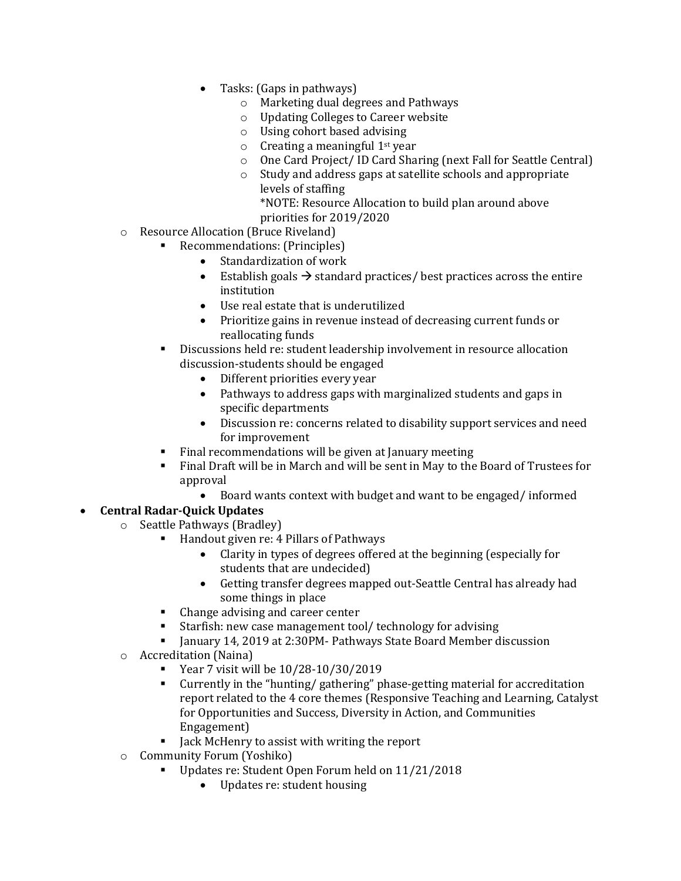- Tasks: (Gaps in pathways)
  - Marketing dual degrees and Pathways
  - Updating Colleges to Career website
  - Using cohort based advising
  - Creating a meaningful 1st year
  - One Card Project/ ID Card Sharing (next Fall for Seattle Central)
  - Study and address gaps at satellite schools and appropriate levels of staffing
    *NOTE: Resource Allocation to build plan around above priorities for 2019/2020

- Resource Allocation (Bruce Riveland)
  - Recommendations: (Principles)
    - Standardization of work
    - Establish goals → standard practices/ best practices across the entire institution
    - Use real estate that is underutilized
    - Prioritize gains in revenue instead of decreasing current funds or reallocating funds
  - Discussions held re: student leadership involvement in resource allocation discussion-students should be engaged
    - Different priorities every year
    - Pathways to address gaps with marginalized students and gaps in specific departments
    - Discussion re: concerns related to disability support services and need for improvement
  - Final recommendations will be given at January meeting
  - Final Draft will be in March and will be sent in May to the Board of Trustees for approval
    - Board wants context with budget and want to be engaged/ informed

- **Central Radar-Quick Updates**
  - Seattle Pathways (Bradley)
    - Handout given re: 4 Pillars of Pathways
      - Clarity in types of degrees offered at the beginning (especially for students that are undecided)
      - Getting transfer degrees mapped out-Seattle Central has already had some things in place
    - Change advising and career center
    - Starfish: new case management tool/ technology for advising
    - January 14, 2019 at 2:30PM- Pathways State Board Member discussion
  - Accreditation (Naina)
    - Year 7 visit will be 10/28-10/30/2019
    - Currently in the "hunting/ gathering" phase-getting material for accreditation report related to the 4 core themes (Responsive Teaching and Learning, Catalyst for Opportunities and Success, Diversity in Action, and Communities Engagement)
    - Jack McHenry to assist with writing the report
  - Community Forum (Yoshiko)
    - Updates re: Student Open Forum held on 11/21/2018
      - Updates re: student housing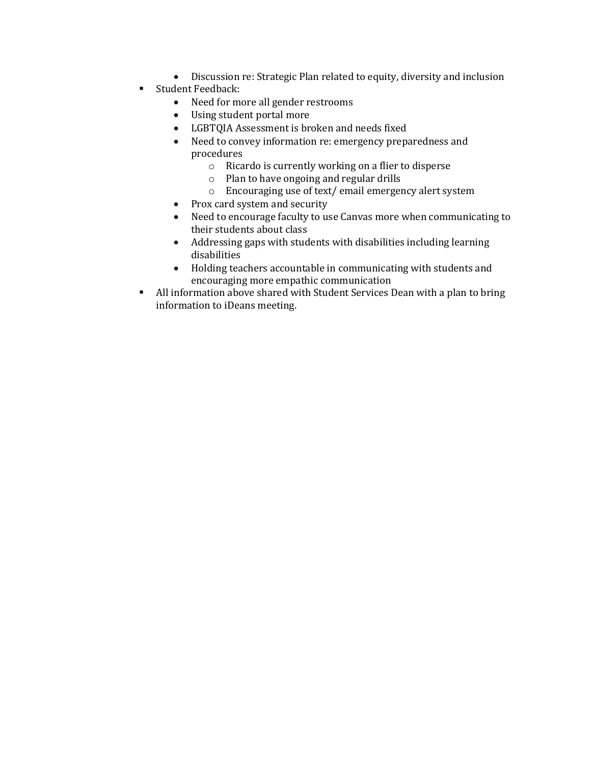- Discussion re: Strategic Plan related to equity, diversity and inclusion
- Student Feedback:
    - Need for more all gender restrooms
    - Using student portal more
    - LGBTQIA Assessment is broken and needs fixed
    - Need to convey information re: emergency preparedness and procedures
        - Ricardo is currently working on a flier to disperse
        - Plan to have ongoing and regular drills
        - Encouraging use of text/ email emergency alert system
    - Prox card system and security
    - Need to encourage faculty to use Canvas more when communicating to their students about class
    - Addressing gaps with students with disabilities including learning disabilities
    - Holding teachers accountable in communicating with students and encouraging more empathic communication
- All information above shared with Student Services Dean with a plan to bring information to iDeans meeting.